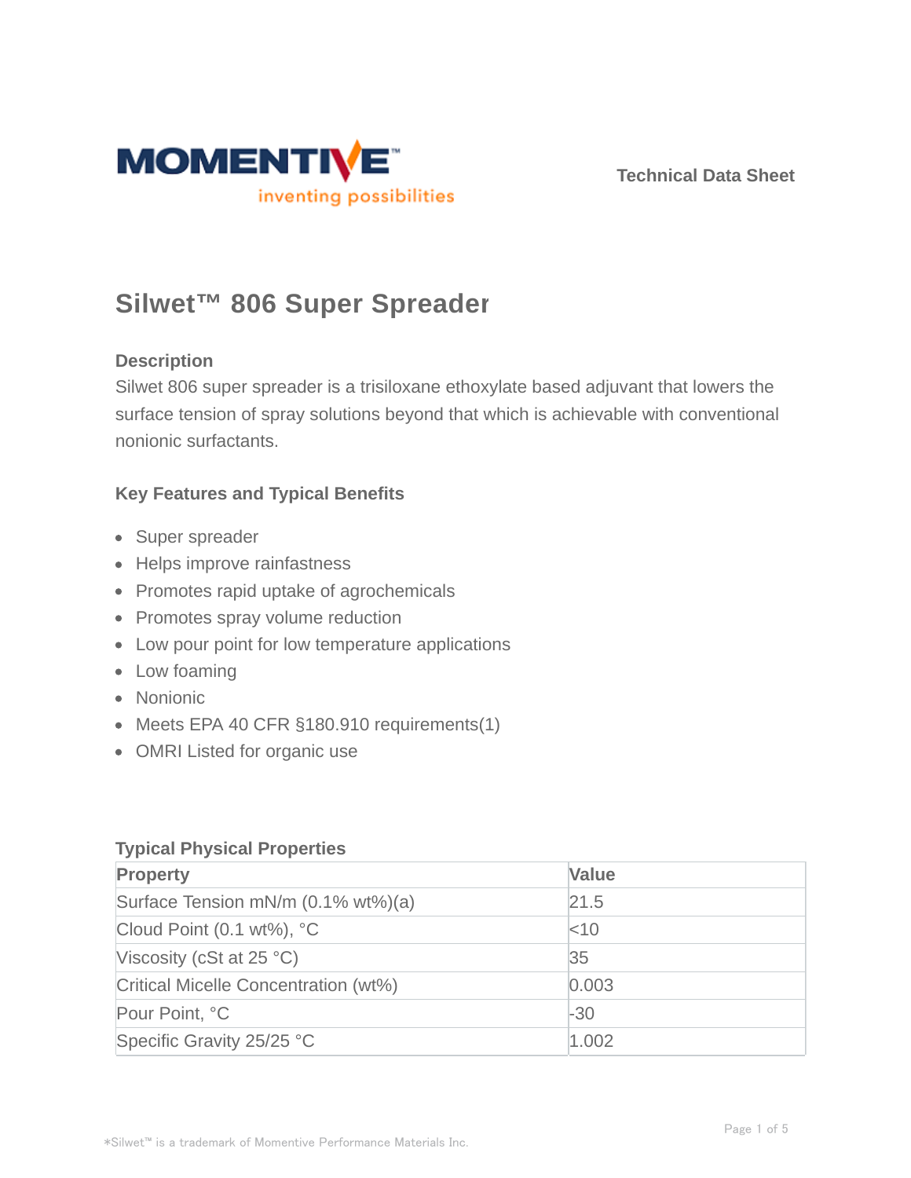MOMENTIVE

inventing possibilities

Technical Data Sheet

# Silwet™ 806 Super Spreader

## Description

Silwet 806 super spreader is a trisiloxane ethoxylate based adjuvant that lowers the surface tension of spray solutions beyond that which is achievable with conventional nonionic surfactants.

## Key Features and Typical Benefits

- Super spreader
- Helps improve rainfastness
- Promotes rapid uptake of agrochemicals
- Promotes spray volume reduction
- Low pour point for low temperature applications
- Low foaming
- Nonionic
- Meets EPA 40 CFR §180.910 requirements(1)
- OMRI Listed for organic use

## Typical Physical Properties

| Property | Value |
|---|---|
| Surface Tension mN/m (0.1% wt%)(a) | 21.5 |
| Cloud Point (0.1 wt%), °C | <10 |
| Viscosity (cSt at 25 °C) | 35 |
| Critical Micelle Concentration (wt%) | 0.003 |
| Pour Point, °C | -30 |
| Specific Gravity 25/25 °C | 1.002 |

*Silwet™ is a trademark of Momentive Performance Materials Inc.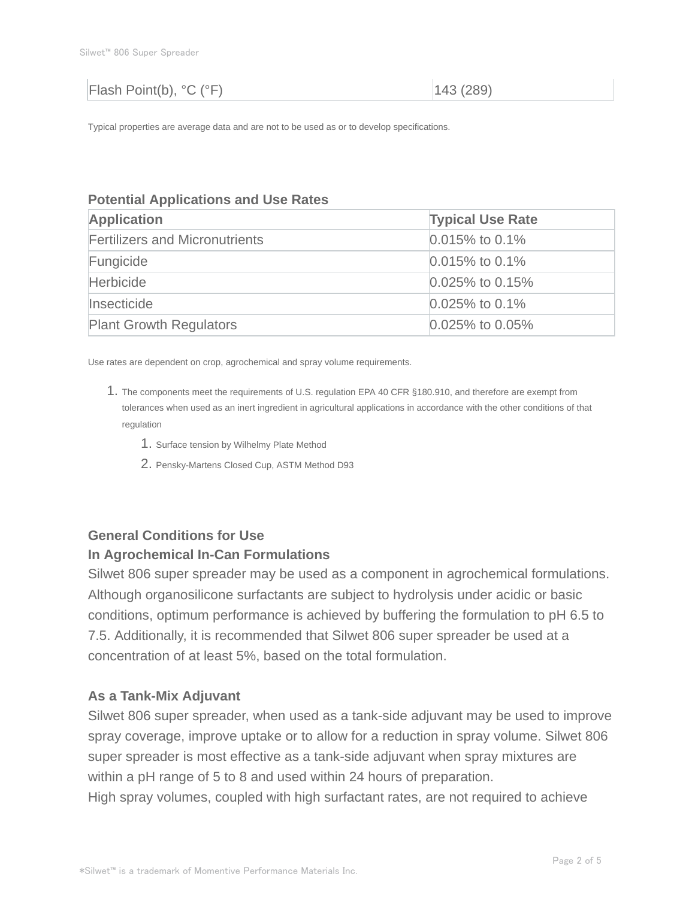| Flash Point(b), °C (°F) | 143 (289) |
|---|---|

Typical properties are average data and are not to be used as or to develop specifications.

### Potential Applications and Use Rates

| Application | Typical Use Rate |
|---|---|
| Fertilizers and Micronutrients | 0.015% to 0.1% |
| Fungicide | 0.015% to 0.1% |
| Herbicide | 0.025% to 0.15% |
| Insecticide | 0.025% to 0.1% |
| Plant Growth Regulators | 0.025% to 0.05% |

Use rates are dependent on crop, agrochemical and spray volume requirements.

1. The components meet the requirements of U.S. regulation EPA 40 CFR §180.910, and therefore are exempt from tolerances when used as an inert ingredient in agricultural applications in accordance with the other conditions of that regulation
    1. Surface tension by Wilhelmy Plate Method
    2. Pensky-Martens Closed Cup, ASTM Method D93

### General Conditions for Use

### In Agrochemical In-Can Formulations

Silwet 806 super spreader may be used as a component in agrochemical formulations. Although organosilicone surfactants are subject to hydrolysis under acidic or basic conditions, optimum performance is achieved by buffering the formulation to pH 6.5 to 7.5. Additionally, it is recommended that Silwet 806 super spreader be used at a concentration of at least 5%, based on the total formulation.

### As a Tank-Mix Adjuvant

Silwet 806 super spreader, when used as a tank-side adjuvant may be used to improve spray coverage, improve uptake or to allow for a reduction in spray volume. Silwet 806 super spreader is most effective as a tank-side adjuvant when spray mixtures are within a pH range of 5 to 8 and used within 24 hours of preparation.

High spray volumes, coupled with high surfactant rates, are not required to achieve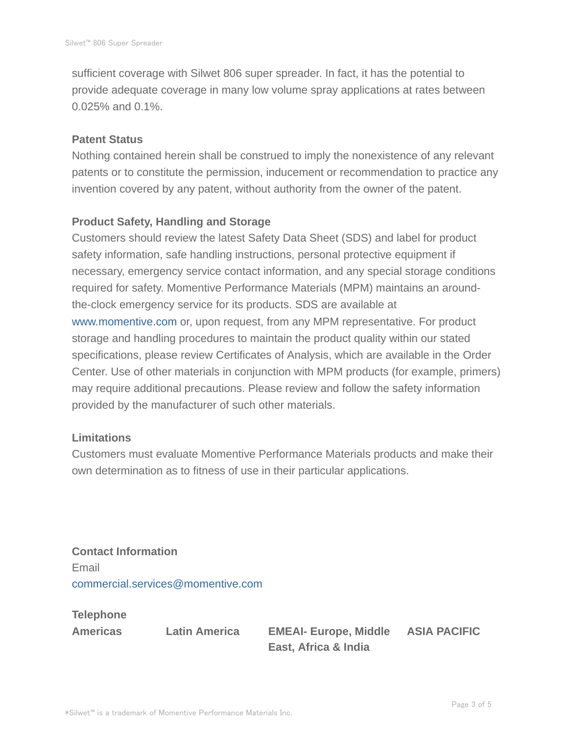sufficient coverage with Silwet 806 super spreader. In fact, it has the potential to provide adequate coverage in many low volume spray applications at rates between 0.025% and 0.1%.

### Patent Status

Nothing contained herein shall be construed to imply the nonexistence of any relevant patents or to constitute the permission, inducement or recommendation to practice any invention covered by any patent, without authority from the owner of the patent.

### Product Safety, Handling and Storage

Customers should review the latest Safety Data Sheet (SDS) and label for product safety information, safe handling instructions, personal protective equipment if necessary, emergency service contact information, and any special storage conditions required for safety. Momentive Performance Materials (MPM) maintains an around-the-clock emergency service for its products. SDS are available at www.momentive.com or, upon request, from any MPM representative. For product storage and handling procedures to maintain the product quality within our stated specifications, please review Certificates of Analysis, which are available in the Order Center. Use of other materials in conjunction with MPM products (for example, primers) may require additional precautions. Please review and follow the safety information provided by the manufacturer of such other materials.

### Limitations

Customers must evaluate Momentive Performance Materials products and make their own determination as to fitness of use in their particular applications.

### Contact Information

Email
commercial.services@momentive.com

**Telephone**

| Americas | Latin America | EMEAI- Europe, Middle East, Africa & India | ASIA PACIFIC |
| --- | --- | --- | --- |

*Silwet™ is a trademark of Momentive Performance Materials Inc.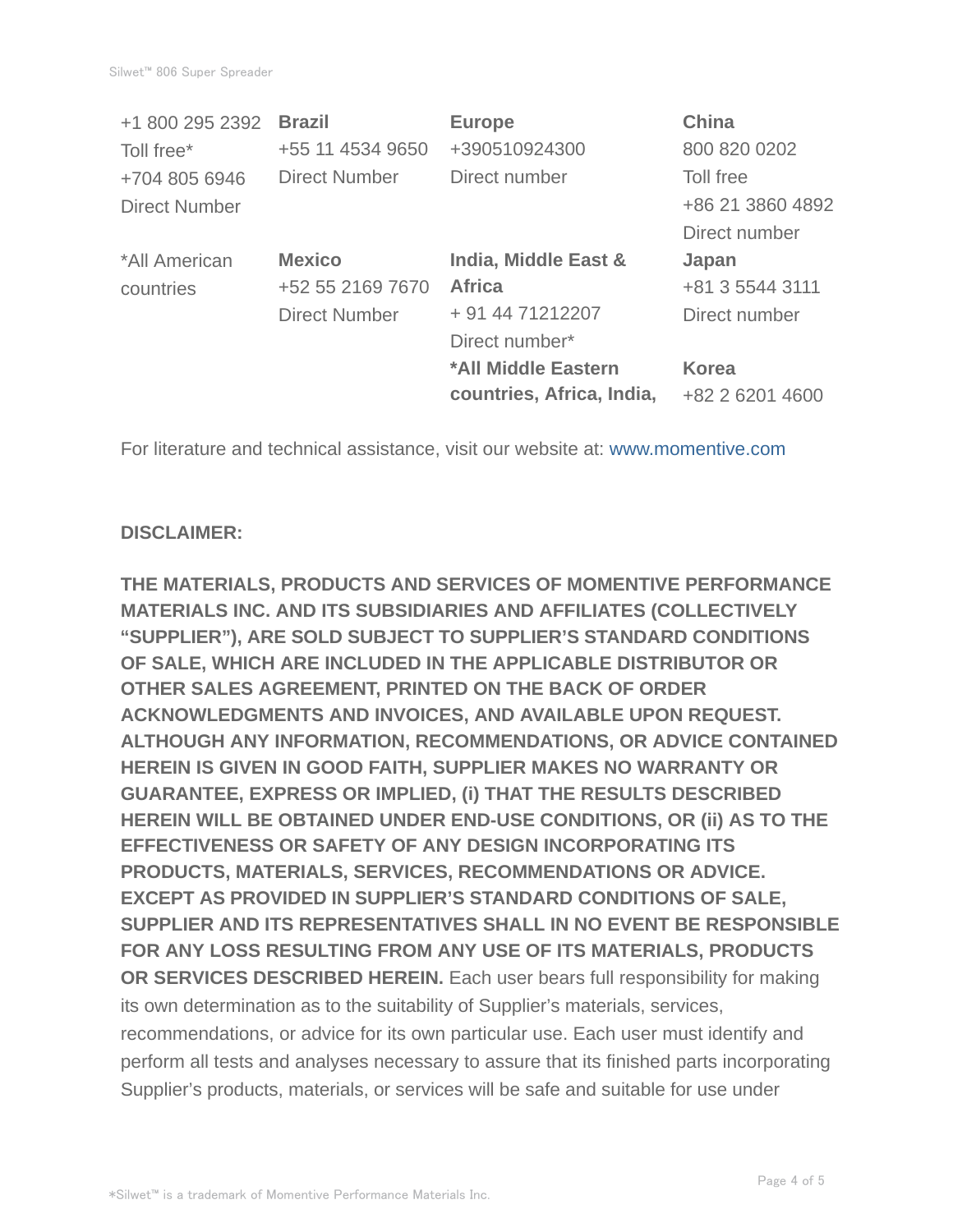| +1 800 295 2392 Toll free* +704 805 6946 Direct Number | **Brazil** +55 11 4534 9650 Direct Number | **Europe** +390510924300 Direct number | **China** 800 820 0202 Toll free +86 21 3860 4892 Direct number |
|---|---|---|---|
| *All American countries | **Mexico** +52 55 2169 7670 Direct Number | **India, Middle East & Africa** + 91 44 71212207 Direct number* **\*All Middle Eastern countries, Africa, India,** | **Japan** +81 3 5544 3111 Direct number **Korea** +82 2 6201 4600 |

For literature and technical assistance, visit our website at: www.momentive.com

**DISCLAIMER:**

**THE MATERIALS, PRODUCTS AND SERVICES OF MOMENTIVE PERFORMANCE MATERIALS INC. AND ITS SUBSIDIARIES AND AFFILIATES (COLLECTIVELY "SUPPLIER"), ARE SOLD SUBJECT TO SUPPLIER'S STANDARD CONDITIONS OF SALE, WHICH ARE INCLUDED IN THE APPLICABLE DISTRIBUTOR OR OTHER SALES AGREEMENT, PRINTED ON THE BACK OF ORDER ACKNOWLEDGMENTS AND INVOICES, AND AVAILABLE UPON REQUEST. ALTHOUGH ANY INFORMATION, RECOMMENDATIONS, OR ADVICE CONTAINED HEREIN IS GIVEN IN GOOD FAITH, SUPPLIER MAKES NO WARRANTY OR GUARANTEE, EXPRESS OR IMPLIED, (i) THAT THE RESULTS DESCRIBED HEREIN WILL BE OBTAINED UNDER END-USE CONDITIONS, OR (ii) AS TO THE EFFECTIVENESS OR SAFETY OF ANY DESIGN INCORPORATING ITS PRODUCTS, MATERIALS, SERVICES, RECOMMENDATIONS OR ADVICE. EXCEPT AS PROVIDED IN SUPPLIER'S STANDARD CONDITIONS OF SALE, SUPPLIER AND ITS REPRESENTATIVES SHALL IN NO EVENT BE RESPONSIBLE FOR ANY LOSS RESULTING FROM ANY USE OF ITS MATERIALS, PRODUCTS OR SERVICES DESCRIBED HEREIN.** Each user bears full responsibility for making its own determination as to the suitability of Supplier's materials, services, recommendations, or advice for its own particular use. Each user must identify and perform all tests and analyses necessary to assure that its finished parts incorporating Supplier's products, materials, or services will be safe and suitable for use under

*Silwet™ is a trademark of Momentive Performance Materials Inc.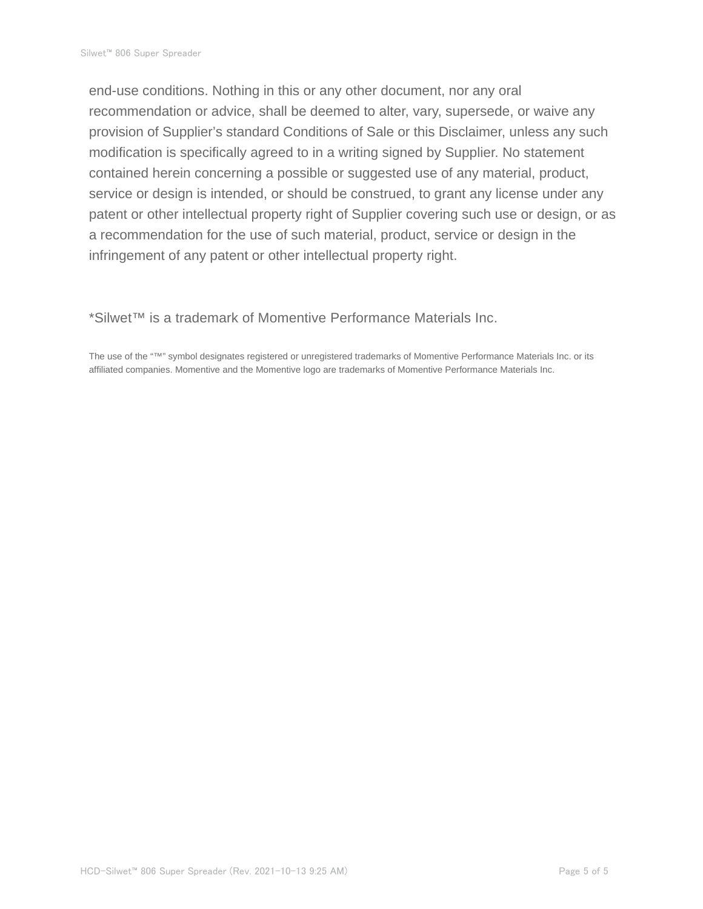end-use conditions. Nothing in this or any other document, nor any oral recommendation or advice, shall be deemed to alter, vary, supersede, or waive any provision of Supplier's standard Conditions of Sale or this Disclaimer, unless any such modification is specifically agreed to in a writing signed by Supplier. No statement contained herein concerning a possible or suggested use of any material, product, service or design is intended, or should be construed, to grant any license under any patent or other intellectual property right of Supplier covering such use or design, or as a recommendation for the use of such material, product, service or design in the infringement of any patent or other intellectual property right.

*Silwet™ is a trademark of Momentive Performance Materials Inc.

The use of the "™" symbol designates registered or unregistered trademarks of Momentive Performance Materials Inc. or its affiliated companies. Momentive and the Momentive logo are trademarks of Momentive Performance Materials Inc.